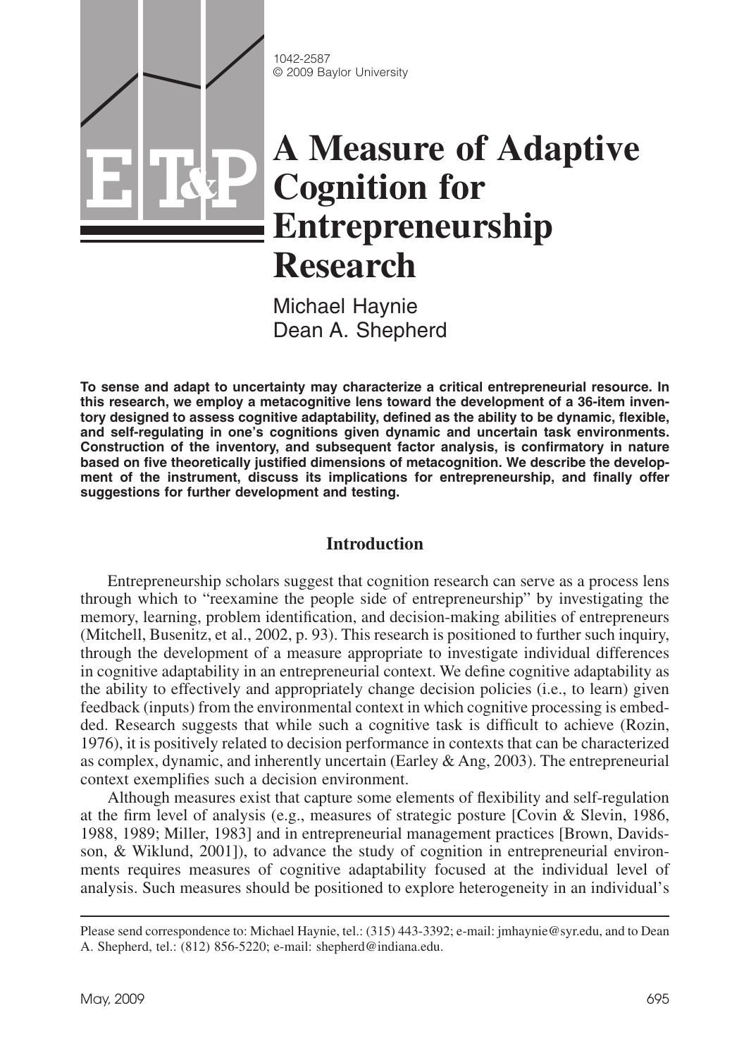1042-2587
© 2009 Baylor University

# A Measure of Adaptive Cognition for Entrepreneurship Research

Michael Haynie
Dean A. Shepherd

**To sense and adapt to uncertainty may characterize a critical entrepreneurial resource. In this research, we employ a metacognitive lens toward the development of a 36-item inventory designed to assess cognitive adaptability, defined as the ability to be dynamic, flexible, and self-regulating in one's cognitions given dynamic and uncertain task environments. Construction of the inventory, and subsequent factor analysis, is confirmatory in nature based on five theoretically justified dimensions of metacognition. We describe the development of the instrument, discuss its implications for entrepreneurship, and finally offer suggestions for further development and testing.**

## Introduction

Entrepreneurship scholars suggest that cognition research can serve as a process lens through which to "reexamine the people side of entrepreneurship" by investigating the memory, learning, problem identification, and decision-making abilities of entrepreneurs (Mitchell, Busenitz, et al., 2002, p. 93). This research is positioned to further such inquiry, through the development of a measure appropriate to investigate individual differences in cognitive adaptability in an entrepreneurial context. We define cognitive adaptability as the ability to effectively and appropriately change decision policies (i.e., to learn) given feedback (inputs) from the environmental context in which cognitive processing is embedded. Research suggests that while such a cognitive task is difficult to achieve (Rozin, 1976), it is positively related to decision performance in contexts that can be characterized as complex, dynamic, and inherently uncertain (Earley & Ang, 2003). The entrepreneurial context exemplifies such a decision environment.

Although measures exist that capture some elements of flexibility and self-regulation at the firm level of analysis (e.g., measures of strategic posture [Covin & Slevin, 1986, 1988, 1989; Miller, 1983] and in entrepreneurial management practices [Brown, Davidsson, & Wiklund, 2001]), to advance the study of cognition in entrepreneurial environments requires measures of cognitive adaptability focused at the individual level of analysis. Such measures should be positioned to explore heterogeneity in an individual's

Please send correspondence to: Michael Haynie, tel.: (315) 443-3392; e-mail: jmhaynie@syr.edu, and to Dean A. Shepherd, tel.: (812) 856-5220; e-mail: shepherd@indiana.edu.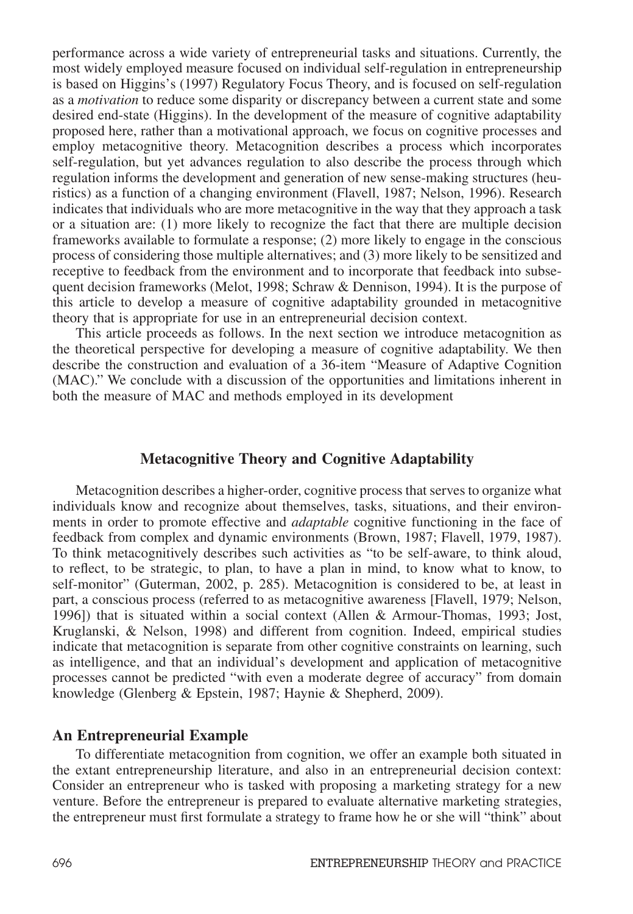performance across a wide variety of entrepreneurial tasks and situations. Currently, the most widely employed measure focused on individual self-regulation in entrepreneurship is based on Higgins's (1997) Regulatory Focus Theory, and is focused on self-regulation as a *motivation* to reduce some disparity or discrepancy between a current state and some desired end-state (Higgins). In the development of the measure of cognitive adaptability proposed here, rather than a motivational approach, we focus on cognitive processes and employ metacognitive theory. Metacognition describes a process which incorporates self-regulation, but yet advances regulation to also describe the process through which regulation informs the development and generation of new sense-making structures (heuristics) as a function of a changing environment (Flavell, 1987; Nelson, 1996). Research indicates that individuals who are more metacognitive in the way that they approach a task or a situation are: (1) more likely to recognize the fact that there are multiple decision frameworks available to formulate a response; (2) more likely to engage in the conscious process of considering those multiple alternatives; and (3) more likely to be sensitized and receptive to feedback from the environment and to incorporate that feedback into subsequent decision frameworks (Melot, 1998; Schraw & Dennison, 1994). It is the purpose of this article to develop a measure of cognitive adaptability grounded in metacognitive theory that is appropriate for use in an entrepreneurial decision context.

This article proceeds as follows. In the next section we introduce metacognition as the theoretical perspective for developing a measure of cognitive adaptability. We then describe the construction and evaluation of a 36-item "Measure of Adaptive Cognition (MAC)." We conclude with a discussion of the opportunities and limitations inherent in both the measure of MAC and methods employed in its development

## Metacognitive Theory and Cognitive Adaptability

Metacognition describes a higher-order, cognitive process that serves to organize what individuals know and recognize about themselves, tasks, situations, and their environments in order to promote effective and *adaptable* cognitive functioning in the face of feedback from complex and dynamic environments (Brown, 1987; Flavell, 1979, 1987). To think metacognitively describes such activities as "to be self-aware, to think aloud, to reflect, to be strategic, to plan, to have a plan in mind, to know what to know, to self-monitor" (Guterman, 2002, p. 285). Metacognition is considered to be, at least in part, a conscious process (referred to as metacognitive awareness [Flavell, 1979; Nelson, 1996]) that is situated within a social context (Allen & Armour-Thomas, 1993; Jost, Kruglanski, & Nelson, 1998) and different from cognition. Indeed, empirical studies indicate that metacognition is separate from other cognitive constraints on learning, such as intelligence, and that an individual's development and application of metacognitive processes cannot be predicted "with even a moderate degree of accuracy" from domain knowledge (Glenberg & Epstein, 1987; Haynie & Shepherd, 2009).

### An Entrepreneurial Example

To differentiate metacognition from cognition, we offer an example both situated in the extant entrepreneurship literature, and also in an entrepreneurial decision context: Consider an entrepreneur who is tasked with proposing a marketing strategy for a new venture. Before the entrepreneur is prepared to evaluate alternative marketing strategies, the entrepreneur must first formulate a strategy to frame how he or she will "think" about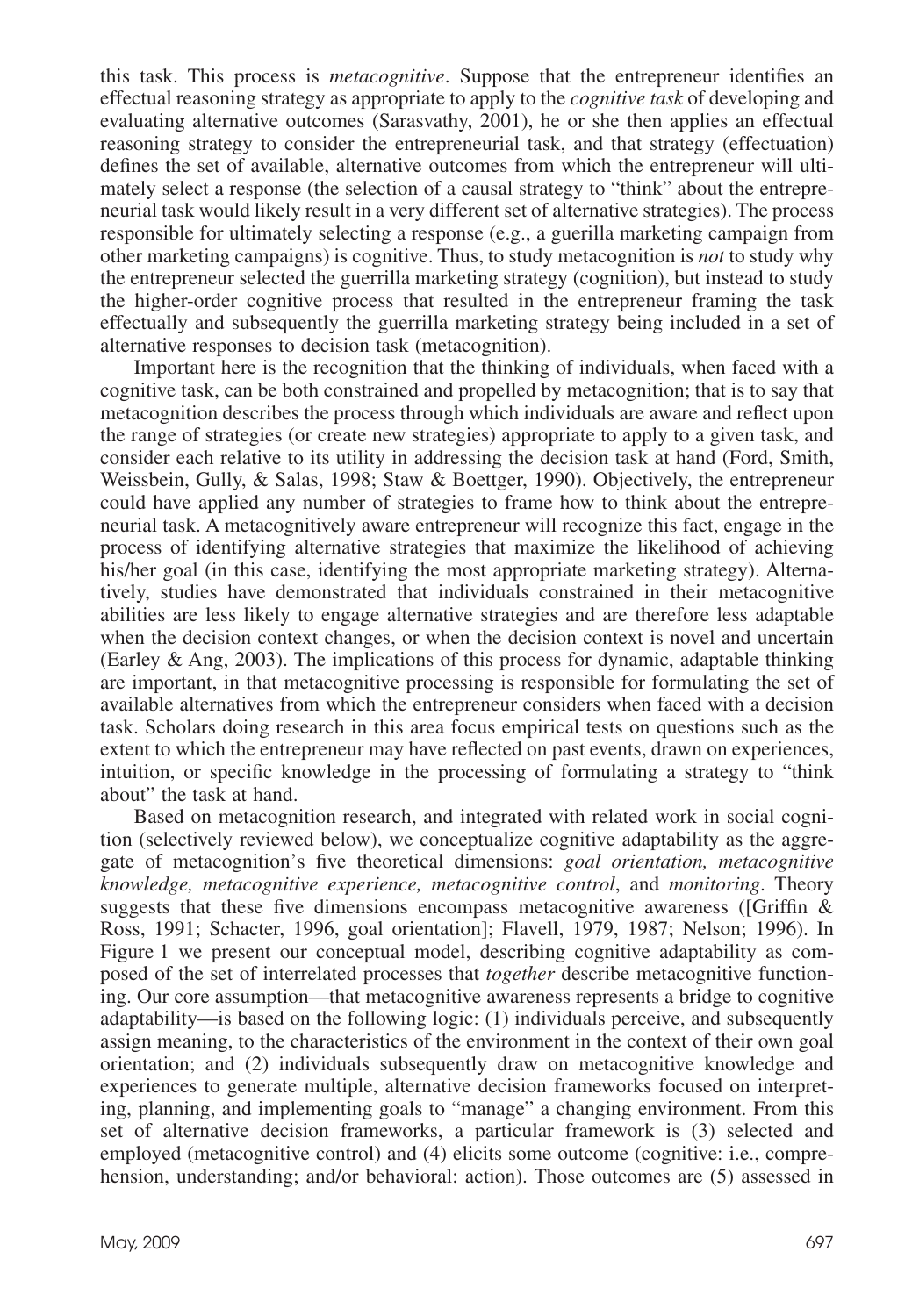this task. This process is *metacognitive*. Suppose that the entrepreneur identifies an effectual reasoning strategy as appropriate to apply to the *cognitive task* of developing and evaluating alternative outcomes (Sarasvathy, 2001), he or she then applies an effectual reasoning strategy to consider the entrepreneurial task, and that strategy (effectuation) defines the set of available, alternative outcomes from which the entrepreneur will ultimately select a response (the selection of a causal strategy to "think" about the entrepreneurial task would likely result in a very different set of alternative strategies). The process responsible for ultimately selecting a response (e.g., a guerilla marketing campaign from other marketing campaigns) is cognitive. Thus, to study metacognition is *not* to study why the entrepreneur selected the guerrilla marketing strategy (cognition), but instead to study the higher-order cognitive process that resulted in the entrepreneur framing the task effectually and subsequently the guerrilla marketing strategy being included in a set of alternative responses to decision task (metacognition).

Important here is the recognition that the thinking of individuals, when faced with a cognitive task, can be both constrained and propelled by metacognition; that is to say that metacognition describes the process through which individuals are aware and reflect upon the range of strategies (or create new strategies) appropriate to apply to a given task, and consider each relative to its utility in addressing the decision task at hand (Ford, Smith, Weissbein, Gully, & Salas, 1998; Staw & Boettger, 1990). Objectively, the entrepreneur could have applied any number of strategies to frame how to think about the entrepreneurial task. A metacognitively aware entrepreneur will recognize this fact, engage in the process of identifying alternative strategies that maximize the likelihood of achieving his/her goal (in this case, identifying the most appropriate marketing strategy). Alternatively, studies have demonstrated that individuals constrained in their metacognitive abilities are less likely to engage alternative strategies and are therefore less adaptable when the decision context changes, or when the decision context is novel and uncertain (Earley & Ang, 2003). The implications of this process for dynamic, adaptable thinking are important, in that metacognitive processing is responsible for formulating the set of available alternatives from which the entrepreneur considers when faced with a decision task. Scholars doing research in this area focus empirical tests on questions such as the extent to which the entrepreneur may have reflected on past events, drawn on experiences, intuition, or specific knowledge in the processing of formulating a strategy to "think about" the task at hand.

Based on metacognition research, and integrated with related work in social cognition (selectively reviewed below), we conceptualize cognitive adaptability as the aggregate of metacognition's five theoretical dimensions: *goal orientation, metacognitive knowledge, metacognitive experience, metacognitive control*, and *monitoring*. Theory suggests that these five dimensions encompass metacognitive awareness ([Griffin & Ross, 1991; Schacter, 1996, goal orientation]; Flavell, 1979, 1987; Nelson; 1996). In Figure 1 we present our conceptual model, describing cognitive adaptability as composed of the set of interrelated processes that *together* describe metacognitive functioning. Our core assumption—that metacognitive awareness represents a bridge to cognitive adaptability—is based on the following logic: (1) individuals perceive, and subsequently assign meaning, to the characteristics of the environment in the context of their own goal orientation; and (2) individuals subsequently draw on metacognitive knowledge and experiences to generate multiple, alternative decision frameworks focused on interpreting, planning, and implementing goals to "manage" a changing environment. From this set of alternative decision frameworks, a particular framework is (3) selected and employed (metacognitive control) and (4) elicits some outcome (cognitive: i.e., comprehension, understanding; and/or behavioral: action). Those outcomes are (5) assessed in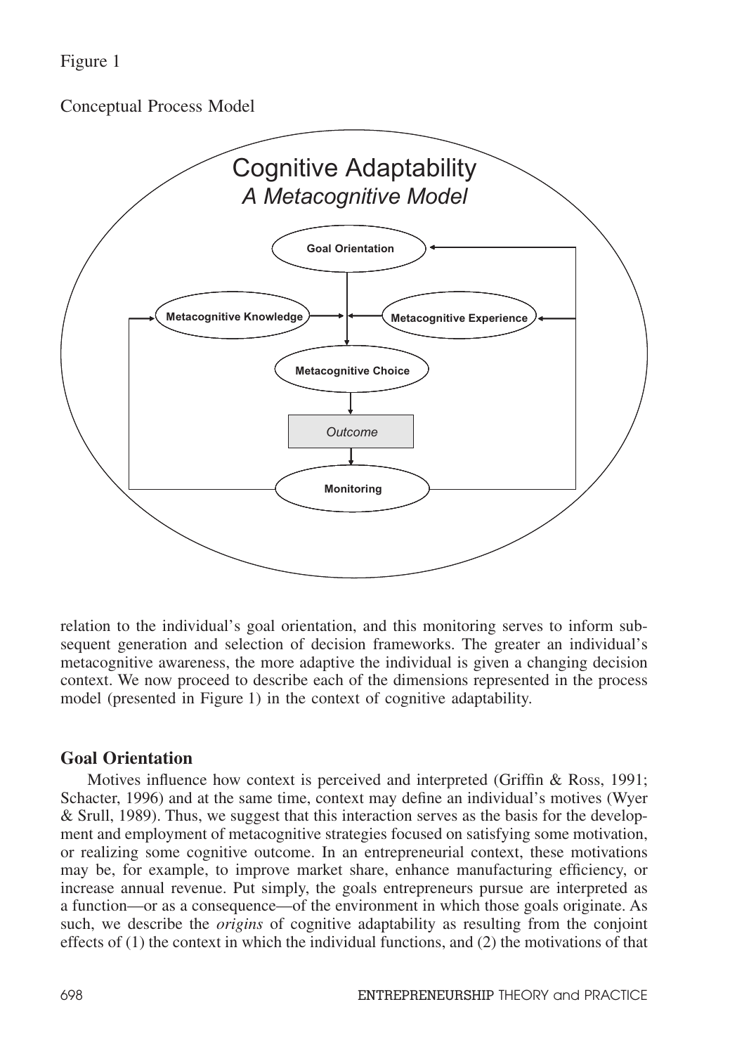Figure 1

Conceptual Process Model

Cognitive Adaptability
*A Metacognitive Model*

Goal Orientation

Metacognitive Knowledge

Metacognitive Experience

Metacognitive Choice

*Outcome*

Monitoring

relation to the individual's goal orientation, and this monitoring serves to inform subsequent generation and selection of decision frameworks. The greater an individual's metacognitive awareness, the more adaptive the individual is given a changing decision context. We now proceed to describe each of the dimensions represented in the process model (presented in Figure 1) in the context of cognitive adaptability.

## Goal Orientation

Motives influence how context is perceived and interpreted (Griffin & Ross, 1991; Schacter, 1996) and at the same time, context may define an individual's motives (Wyer & Srull, 1989). Thus, we suggest that this interaction serves as the basis for the development and employment of metacognitive strategies focused on satisfying some motivation, or realizing some cognitive outcome. In an entrepreneurial context, these motivations may be, for example, to improve market share, enhance manufacturing efficiency, or increase annual revenue. Put simply, the goals entrepreneurs pursue are interpreted as a function—or as a consequence—of the environment in which those goals originate. As such, we describe the *origins* of cognitive adaptability as resulting from the conjoint effects of (1) the context in which the individual functions, and (2) the motivations of that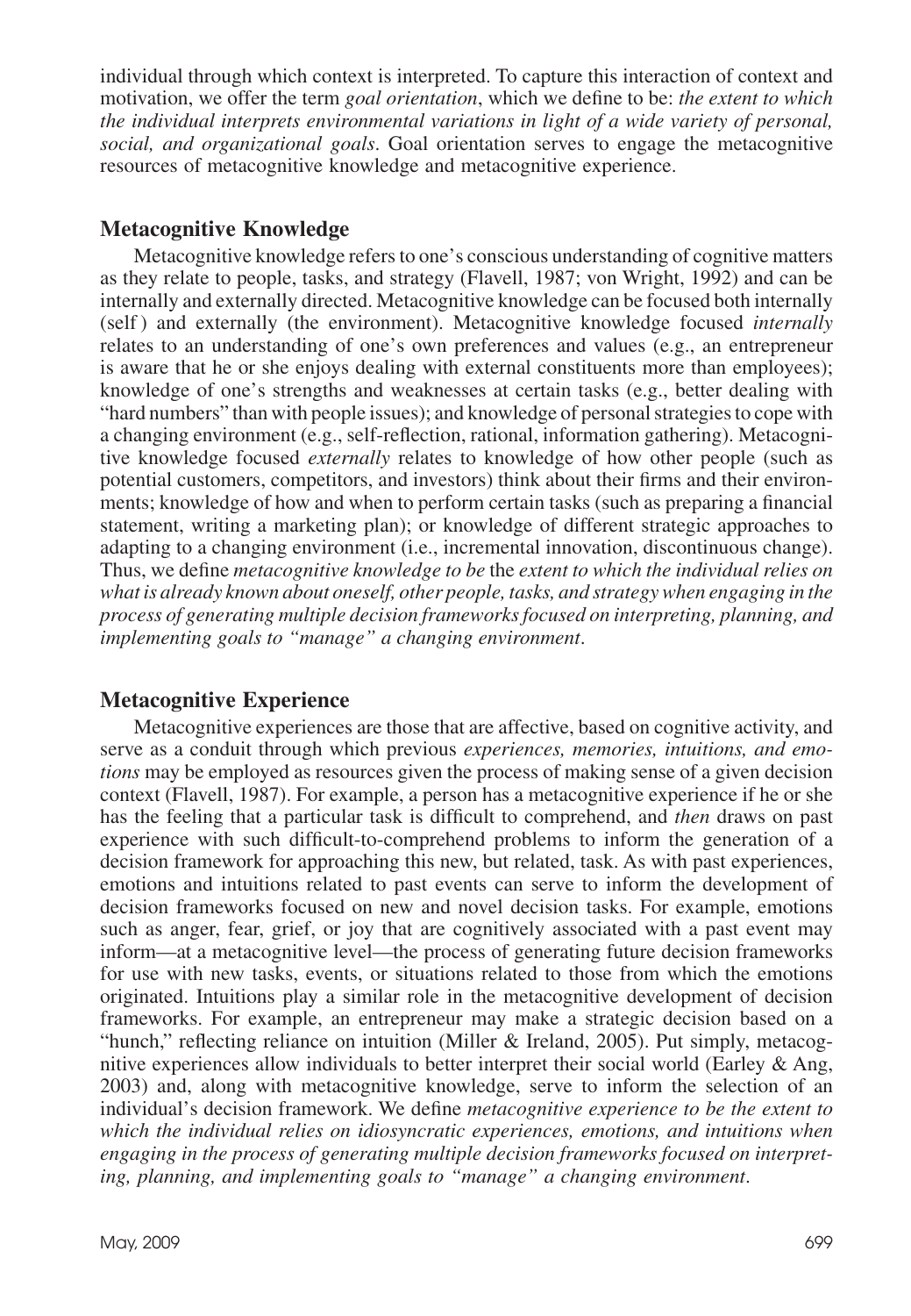individual through which context is interpreted. To capture this interaction of context and motivation, we offer the term *goal orientation*, which we define to be: *the extent to which the individual interprets environmental variations in light of a wide variety of personal, social, and organizational goals*. Goal orientation serves to engage the metacognitive resources of metacognitive knowledge and metacognitive experience.

## Metacognitive Knowledge

Metacognitive knowledge refers to one's conscious understanding of cognitive matters as they relate to people, tasks, and strategy (Flavell, 1987; von Wright, 1992) and can be internally and externally directed. Metacognitive knowledge can be focused both internally (self) and externally (the environment). Metacognitive knowledge focused *internally* relates to an understanding of one's own preferences and values (e.g., an entrepreneur is aware that he or she enjoys dealing with external constituents more than employees); knowledge of one's strengths and weaknesses at certain tasks (e.g., better dealing with "hard numbers" than with people issues); and knowledge of personal strategies to cope with a changing environment (e.g., self-reflection, rational, information gathering). Metacognitive knowledge focused *externally* relates to knowledge of how other people (such as potential customers, competitors, and investors) think about their firms and their environments; knowledge of how and when to perform certain tasks (such as preparing a financial statement, writing a marketing plan); or knowledge of different strategic approaches to adapting to a changing environment (i.e., incremental innovation, discontinuous change). Thus, we define *metacognitive knowledge to be* the *extent to which the individual relies on what is already known about oneself, other people, tasks, and strategy when engaging in the process of generating multiple decision frameworks focused on interpreting, planning, and implementing goals to "manage" a changing environment*.

## Metacognitive Experience

Metacognitive experiences are those that are affective, based on cognitive activity, and serve as a conduit through which previous *experiences, memories, intuitions, and emotions* may be employed as resources given the process of making sense of a given decision context (Flavell, 1987). For example, a person has a metacognitive experience if he or she has the feeling that a particular task is difficult to comprehend, and *then* draws on past experience with such difficult-to-comprehend problems to inform the generation of a decision framework for approaching this new, but related, task. As with past experiences, emotions and intuitions related to past events can serve to inform the development of decision frameworks focused on new and novel decision tasks. For example, emotions such as anger, fear, grief, or joy that are cognitively associated with a past event may inform—at a metacognitive level—the process of generating future decision frameworks for use with new tasks, events, or situations related to those from which the emotions originated. Intuitions play a similar role in the metacognitive development of decision frameworks. For example, an entrepreneur may make a strategic decision based on a "hunch," reflecting reliance on intuition (Miller & Ireland, 2005). Put simply, metacognitive experiences allow individuals to better interpret their social world (Earley & Ang, 2003) and, along with metacognitive knowledge, serve to inform the selection of an individual's decision framework. We define *metacognitive experience to be the extent to which the individual relies on idiosyncratic experiences, emotions, and intuitions when engaging in the process of generating multiple decision frameworks focused on interpreting, planning, and implementing goals to "manage" a changing environment*.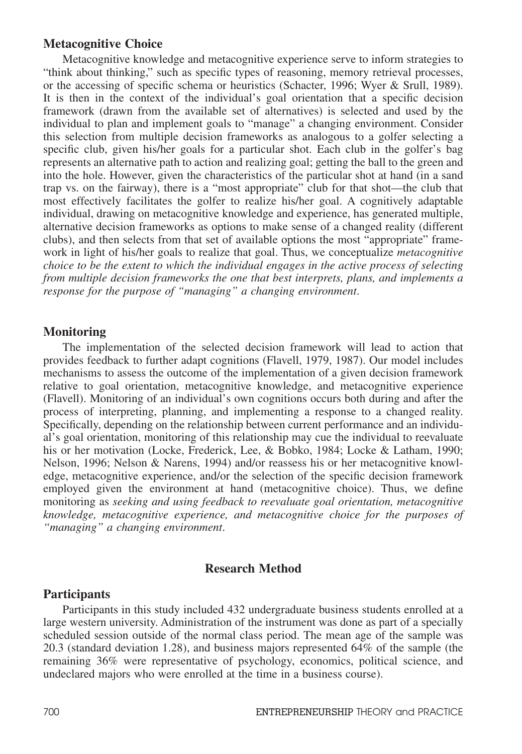### Metacognitive Choice

Metacognitive knowledge and metacognitive experience serve to inform strategies to "think about thinking," such as specific types of reasoning, memory retrieval processes, or the accessing of specific schema or heuristics (Schacter, 1996; Wyer & Srull, 1989). It is then in the context of the individual's goal orientation that a specific decision framework (drawn from the available set of alternatives) is selected and used by the individual to plan and implement goals to "manage" a changing environment. Consider this selection from multiple decision frameworks as analogous to a golfer selecting a specific club, given his/her goals for a particular shot. Each club in the golfer's bag represents an alternative path to action and realizing goal; getting the ball to the green and into the hole. However, given the characteristics of the particular shot at hand (in a sand trap vs. on the fairway), there is a "most appropriate" club for that shot—the club that most effectively facilitates the golfer to realize his/her goal. A cognitively adaptable individual, drawing on metacognitive knowledge and experience, has generated multiple, alternative decision frameworks as options to make sense of a changed reality (different clubs), and then selects from that set of available options the most "appropriate" framework in light of his/her goals to realize that goal. Thus, we conceptualize *metacognitive choice to be the extent to which the individual engages in the active process of selecting from multiple decision frameworks the one that best interprets, plans, and implements a response for the purpose of "managing" a changing environment*.

### Monitoring

The implementation of the selected decision framework will lead to action that provides feedback to further adapt cognitions (Flavell, 1979, 1987). Our model includes mechanisms to assess the outcome of the implementation of a given decision framework relative to goal orientation, metacognitive knowledge, and metacognitive experience (Flavell). Monitoring of an individual's own cognitions occurs both during and after the process of interpreting, planning, and implementing a response to a changed reality. Specifically, depending on the relationship between current performance and an individual's goal orientation, monitoring of this relationship may cue the individual to reevaluate his or her motivation (Locke, Frederick, Lee, & Bobko, 1984; Locke & Latham, 1990; Nelson, 1996; Nelson & Narens, 1994) and/or reassess his or her metacognitive knowledge, metacognitive experience, and/or the selection of the specific decision framework employed given the environment at hand (metacognitive choice). Thus, we define monitoring as *seeking and using feedback to reevaluate goal orientation, metacognitive knowledge, metacognitive experience, and metacognitive choice for the purposes of "managing" a changing environment*.

## Research Method

### Participants

Participants in this study included 432 undergraduate business students enrolled at a large western university. Administration of the instrument was done as part of a specially scheduled session outside of the normal class period. The mean age of the sample was 20.3 (standard deviation 1.28), and business majors represented 64% of the sample (the remaining 36% were representative of psychology, economics, political science, and undeclared majors who were enrolled at the time in a business course).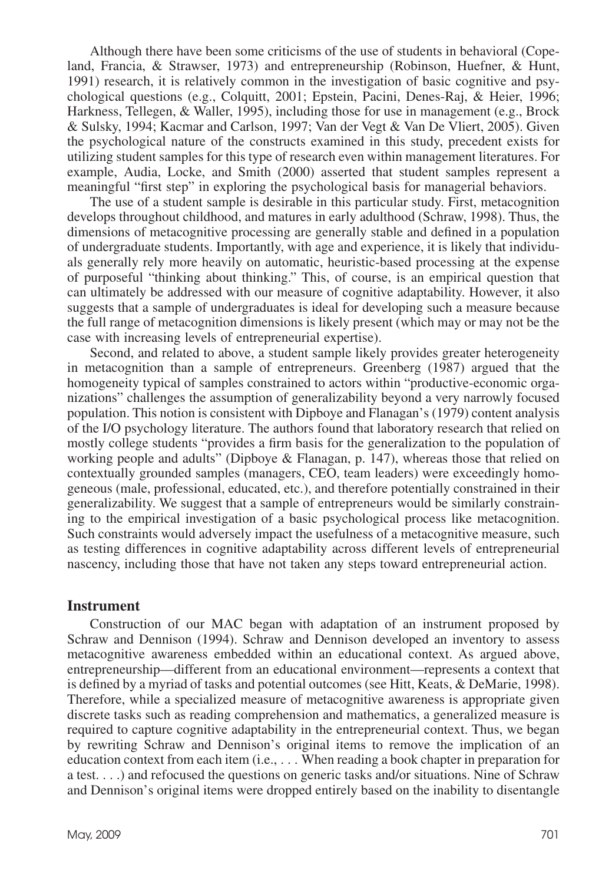Although there have been some criticisms of the use of students in behavioral (Copeland, Francia, & Strawser, 1973) and entrepreneurship (Robinson, Huefner, & Hunt, 1991) research, it is relatively common in the investigation of basic cognitive and psychological questions (e.g., Colquitt, 2001; Epstein, Pacini, Denes-Raj, & Heier, 1996; Harkness, Tellegen, & Waller, 1995), including those for use in management (e.g., Brock & Sulsky, 1994; Kacmar and Carlson, 1997; Van der Vegt & Van De Vliert, 2005). Given the psychological nature of the constructs examined in this study, precedent exists for utilizing student samples for this type of research even within management literatures. For example, Audia, Locke, and Smith (2000) asserted that student samples represent a meaningful "first step" in exploring the psychological basis for managerial behaviors.

The use of a student sample is desirable in this particular study. First, metacognition develops throughout childhood, and matures in early adulthood (Schraw, 1998). Thus, the dimensions of metacognitive processing are generally stable and defined in a population of undergraduate students. Importantly, with age and experience, it is likely that individuals generally rely more heavily on automatic, heuristic-based processing at the expense of purposeful "thinking about thinking." This, of course, is an empirical question that can ultimately be addressed with our measure of cognitive adaptability. However, it also suggests that a sample of undergraduates is ideal for developing such a measure because the full range of metacognition dimensions is likely present (which may or may not be the case with increasing levels of entrepreneurial expertise).

Second, and related to above, a student sample likely provides greater heterogeneity in metacognition than a sample of entrepreneurs. Greenberg (1987) argued that the homogeneity typical of samples constrained to actors within "productive-economic organizations" challenges the assumption of generalizability beyond a very narrowly focused population. This notion is consistent with Dipboye and Flanagan's (1979) content analysis of the I/O psychology literature. The authors found that laboratory research that relied on mostly college students "provides a firm basis for the generalization to the population of working people and adults" (Dipboye & Flanagan, p. 147), whereas those that relied on contextually grounded samples (managers, CEO, team leaders) were exceedingly homogeneous (male, professional, educated, etc.), and therefore potentially constrained in their generalizability. We suggest that a sample of entrepreneurs would be similarly constraining to the empirical investigation of a basic psychological process like metacognition. Such constraints would adversely impact the usefulness of a metacognitive measure, such as testing differences in cognitive adaptability across different levels of entrepreneurial nascency, including those that have not taken any steps toward entrepreneurial action.

## Instrument

Construction of our MAC began with adaptation of an instrument proposed by Schraw and Dennison (1994). Schraw and Dennison developed an inventory to assess metacognitive awareness embedded within an educational context. As argued above, entrepreneurship—different from an educational environment—represents a context that is defined by a myriad of tasks and potential outcomes (see Hitt, Keats, & DeMarie, 1998). Therefore, while a specialized measure of metacognitive awareness is appropriate given discrete tasks such as reading comprehension and mathematics, a generalized measure is required to capture cognitive adaptability in the entrepreneurial context. Thus, we began by rewriting Schraw and Dennison's original items to remove the implication of an education context from each item (i.e., . . . When reading a book chapter in preparation for a test. . . .) and refocused the questions on generic tasks and/or situations. Nine of Schraw and Dennison's original items were dropped entirely based on the inability to disentangle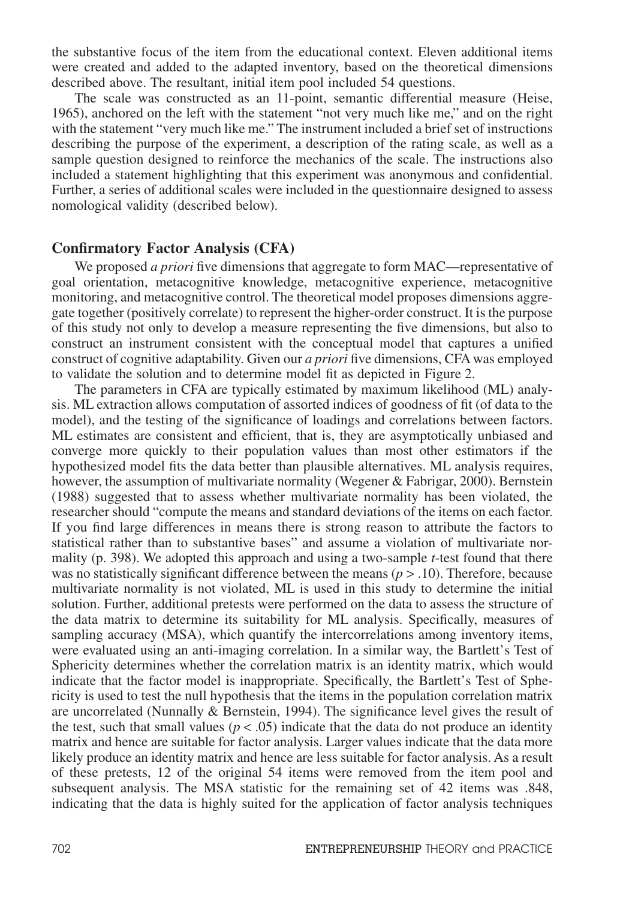the substantive focus of the item from the educational context. Eleven additional items were created and added to the adapted inventory, based on the theoretical dimensions described above. The resultant, initial item pool included 54 questions.

The scale was constructed as an 11-point, semantic differential measure (Heise, 1965), anchored on the left with the statement "not very much like me," and on the right with the statement "very much like me." The instrument included a brief set of instructions describing the purpose of the experiment, a description of the rating scale, as well as a sample question designed to reinforce the mechanics of the scale. The instructions also included a statement highlighting that this experiment was anonymous and confidential. Further, a series of additional scales were included in the questionnaire designed to assess nomological validity (described below).

## Confirmatory Factor Analysis (CFA)

We proposed *a priori* five dimensions that aggregate to form MAC—representative of goal orientation, metacognitive knowledge, metacognitive experience, metacognitive monitoring, and metacognitive control. The theoretical model proposes dimensions aggregate together (positively correlate) to represent the higher-order construct. It is the purpose of this study not only to develop a measure representing the five dimensions, but also to construct an instrument consistent with the conceptual model that captures a unified construct of cognitive adaptability. Given our *a priori* five dimensions, CFA was employed to validate the solution and to determine model fit as depicted in Figure 2.

The parameters in CFA are typically estimated by maximum likelihood (ML) analysis. ML extraction allows computation of assorted indices of goodness of fit (of data to the model), and the testing of the significance of loadings and correlations between factors. ML estimates are consistent and efficient, that is, they are asymptotically unbiased and converge more quickly to their population values than most other estimators if the hypothesized model fits the data better than plausible alternatives. ML analysis requires, however, the assumption of multivariate normality (Wegener & Fabrigar, 2000). Bernstein (1988) suggested that to assess whether multivariate normality has been violated, the researcher should "compute the means and standard deviations of the items on each factor. If you find large differences in means there is strong reason to attribute the factors to statistical rather than to substantive bases" and assume a violation of multivariate normality (p. 398). We adopted this approach and using a two-sample *t*-test found that there was no statistically significant difference between the means ($p > .10$). Therefore, because multivariate normality is not violated, ML is used in this study to determine the initial solution. Further, additional pretests were performed on the data to assess the structure of the data matrix to determine its suitability for ML analysis. Specifically, measures of sampling accuracy (MSA), which quantify the intercorrelations among inventory items, were evaluated using an anti-imaging correlation. In a similar way, the Bartlett's Test of Sphericity determines whether the correlation matrix is an identity matrix, which would indicate that the factor model is inappropriate. Specifically, the Bartlett's Test of Sphericity is used to test the null hypothesis that the items in the population correlation matrix are uncorrelated (Nunnally & Bernstein, 1994). The significance level gives the result of the test, such that small values ($p < .05$) indicate that the data do not produce an identity matrix and hence are suitable for factor analysis. Larger values indicate that the data more likely produce an identity matrix and hence are less suitable for factor analysis. As a result of these pretests, 12 of the original 54 items were removed from the item pool and subsequent analysis. The MSA statistic for the remaining set of 42 items was .848, indicating that the data is highly suited for the application of factor analysis techniques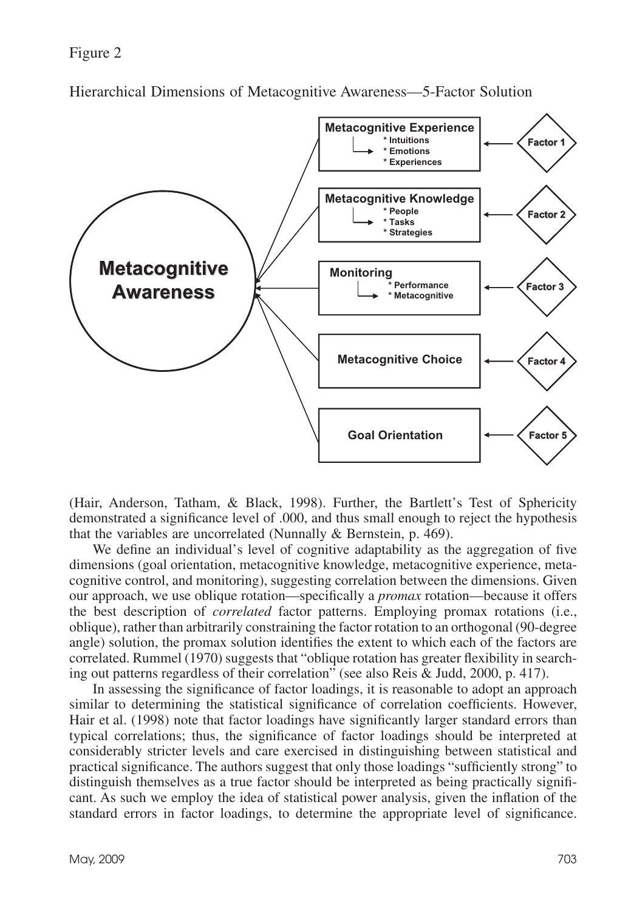Figure 2

Hierarchical Dimensions of Metacognitive Awareness—5-Factor Solution

**Metacognitive Awareness**

- **Metacognitive Experience** ← Factor 1
  - * Intuitions
  - * Emotions
  - * Experiences
- **Metacognitive Knowledge** ← Factor 2
  - * People
  - * Tasks
  - * Strategies
- **Monitoring** ← Factor 3
  - * Performance
  - * Metacognitive
- **Metacognitive Choice** ← Factor 4
- **Goal Orientation** ← Factor 5

(Hair, Anderson, Tatham, & Black, 1998). Further, the Bartlett's Test of Sphericity demonstrated a significance level of .000, and thus small enough to reject the hypothesis that the variables are uncorrelated (Nunnally & Bernstein, p. 469).

We define an individual's level of cognitive adaptability as the aggregation of five dimensions (goal orientation, metacognitive knowledge, metacognitive experience, metacognitive control, and monitoring), suggesting correlation between the dimensions. Given our approach, we use oblique rotation—specifically a *promax* rotation—because it offers the best description of *correlated* factor patterns. Employing promax rotations (i.e., oblique), rather than arbitrarily constraining the factor rotation to an orthogonal (90-degree angle) solution, the promax solution identifies the extent to which each of the factors are correlated. Rummel (1970) suggests that "oblique rotation has greater flexibility in searching out patterns regardless of their correlation" (see also Reis & Judd, 2000, p. 417).

In assessing the significance of factor loadings, it is reasonable to adopt an approach similar to determining the statistical significance of correlation coefficients. However, Hair et al. (1998) note that factor loadings have significantly larger standard errors than typical correlations; thus, the significance of factor loadings should be interpreted at considerably stricter levels and care exercised in distinguishing between statistical and practical significance. The authors suggest that only those loadings "sufficiently strong" to distinguish themselves as a true factor should be interpreted as being practically significant. As such we employ the idea of statistical power analysis, given the inflation of the standard errors in factor loadings, to determine the appropriate level of significance.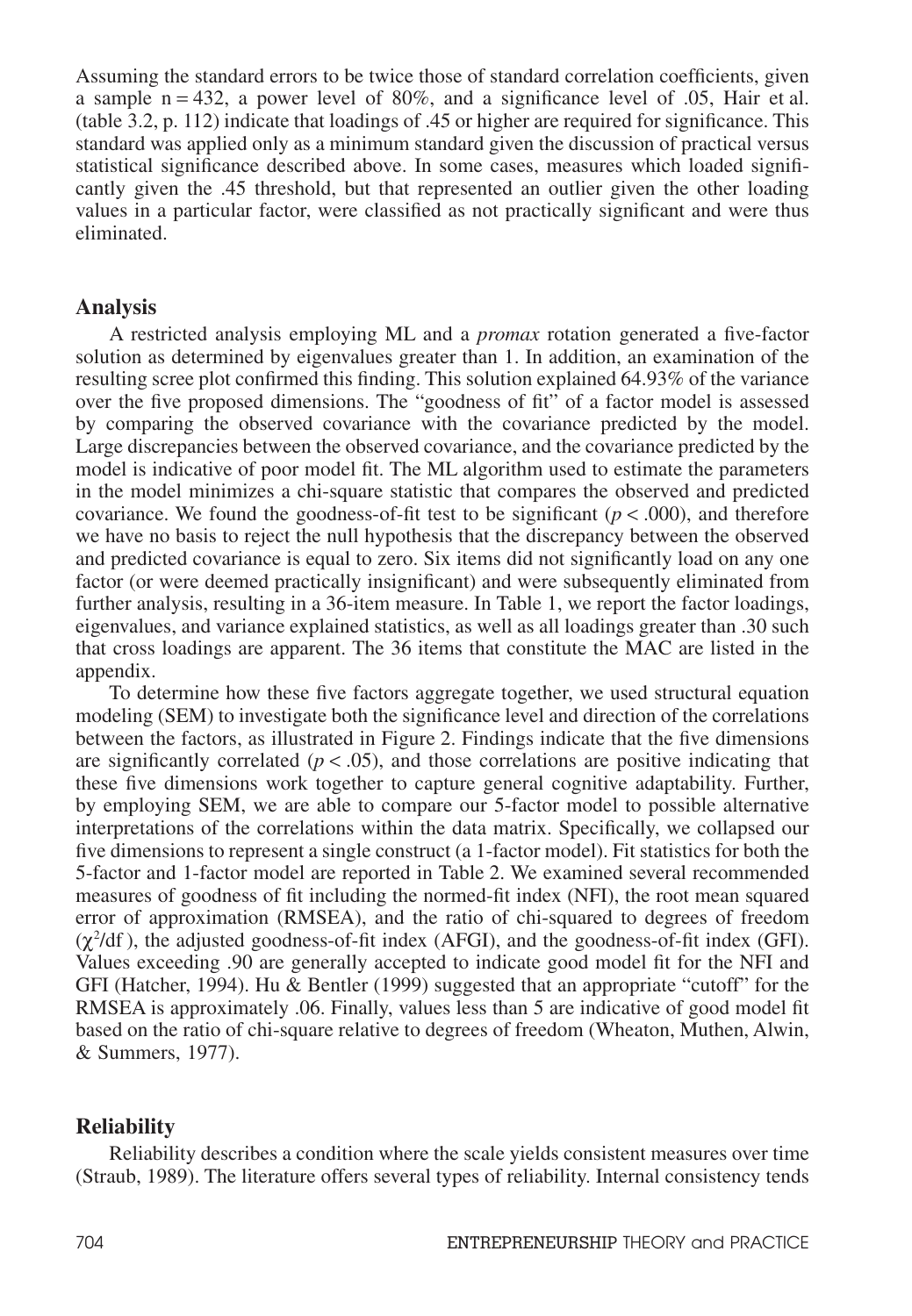Assuming the standard errors to be twice those of standard correlation coefficients, given a sample n = 432, a power level of 80%, and a significance level of .05, Hair et al. (table 3.2, p. 112) indicate that loadings of .45 or higher are required for significance. This standard was applied only as a minimum standard given the discussion of practical versus statistical significance described above. In some cases, measures which loaded significantly given the .45 threshold, but that represented an outlier given the other loading values in a particular factor, were classified as not practically significant and were thus eliminated.

## Analysis

A restricted analysis employing ML and a *promax* rotation generated a five-factor solution as determined by eigenvalues greater than 1. In addition, an examination of the resulting scree plot confirmed this finding. This solution explained 64.93% of the variance over the five proposed dimensions. The "goodness of fit" of a factor model is assessed by comparing the observed covariance with the covariance predicted by the model. Large discrepancies between the observed covariance, and the covariance predicted by the model is indicative of poor model fit. The ML algorithm used to estimate the parameters in the model minimizes a chi-square statistic that compares the observed and predicted covariance. We found the goodness-of-fit test to be significant ($p < .000$), and therefore we have no basis to reject the null hypothesis that the discrepancy between the observed and predicted covariance is equal to zero. Six items did not significantly load on any one factor (or were deemed practically insignificant) and were subsequently eliminated from further analysis, resulting in a 36-item measure. In Table 1, we report the factor loadings, eigenvalues, and variance explained statistics, as well as all loadings greater than .30 such that cross loadings are apparent. The 36 items that constitute the MAC are listed in the appendix.

To determine how these five factors aggregate together, we used structural equation modeling (SEM) to investigate both the significance level and direction of the correlations between the factors, as illustrated in Figure 2. Findings indicate that the five dimensions are significantly correlated ($p < .05$), and those correlations are positive indicating that these five dimensions work together to capture general cognitive adaptability. Further, by employing SEM, we are able to compare our 5-factor model to possible alternative interpretations of the correlations within the data matrix. Specifically, we collapsed our five dimensions to represent a single construct (a 1-factor model). Fit statistics for both the 5-factor and 1-factor model are reported in Table 2. We examined several recommended measures of goodness of fit including the normed-fit index (NFI), the root mean squared error of approximation (RMSEA), and the ratio of chi-squared to degrees of freedom ($\chi^2$/df ), the adjusted goodness-of-fit index (AFGI), and the goodness-of-fit index (GFI). Values exceeding .90 are generally accepted to indicate good model fit for the NFI and GFI (Hatcher, 1994). Hu & Bentler (1999) suggested that an appropriate "cutoff" for the RMSEA is approximately .06. Finally, values less than 5 are indicative of good model fit based on the ratio of chi-square relative to degrees of freedom (Wheaton, Muthen, Alwin, & Summers, 1977).

## Reliability

Reliability describes a condition where the scale yields consistent measures over time (Straub, 1989). The literature offers several types of reliability. Internal consistency tends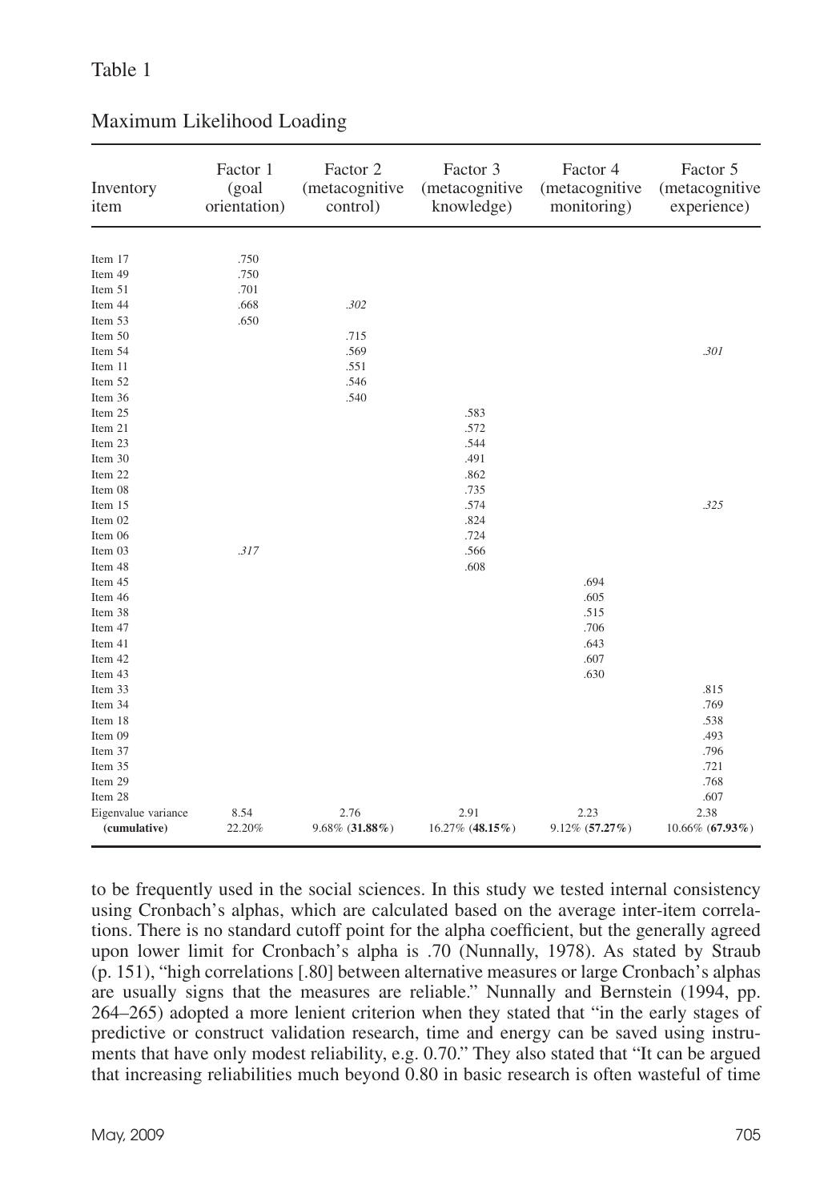Table 1

Maximum Likelihood Loading

| Inventory item | Factor 1 (goal orientation) | Factor 2 (metacognitive control) | Factor 3 (metacognitive knowledge) | Factor 4 (metacognitive monitoring) | Factor 5 (metacognitive experience) |
|---|---|---|---|---|---|
| Item 17 | .750 | | | | |
| Item 49 | .750 | | | | |
| Item 51 | .701 | | | | |
| Item 44 | .668 | *.302* | | | |
| Item 53 | .650 | | | | |
| Item 50 | | .715 | | | |
| Item 54 | | .569 | | | *.301* |
| Item 11 | | .551 | | | |
| Item 52 | | .546 | | | |
| Item 36 | | .540 | | | |
| Item 25 | | | .583 | | |
| Item 21 | | | .572 | | |
| Item 23 | | | .544 | | |
| Item 30 | | | .491 | | |
| Item 22 | | | .862 | | |
| Item 08 | | | .735 | | |
| Item 15 | | | .574 | | *.325* |
| Item 02 | | | .824 | | |
| Item 06 | | | .724 | | |
| Item 03 | *.317* | | .566 | | |
| Item 48 | | | .608 | | |
| Item 45 | | | | .694 | |
| Item 46 | | | | .605 | |
| Item 38 | | | | .515 | |
| Item 47 | | | | .706 | |
| Item 41 | | | | .643 | |
| Item 42 | | | | .607 | |
| Item 43 | | | | .630 | |
| Item 33 | | | | | .815 |
| Item 34 | | | | | .769 |
| Item 18 | | | | | .538 |
| Item 09 | | | | | .493 |
| Item 37 | | | | | .796 |
| Item 35 | | | | | .721 |
| Item 29 | | | | | .768 |
| Item 28 | | | | | .607 |
| Eigenvalue variance | 8.54 | 2.76 | 2.91 | 2.23 | 2.38 |
| **(cumulative)** | 22.20% | 9.68% (**31.88%**) | 16.27% (**48.15%**) | 9.12% (**57.27%**) | 10.66% (**67.93%**) |

to be frequently used in the social sciences. In this study we tested internal consistency using Cronbach's alphas, which are calculated based on the average inter-item correlations. There is no standard cutoff point for the alpha coefficient, but the generally agreed upon lower limit for Cronbach's alpha is .70 (Nunnally, 1978). As stated by Straub (p. 151), "high correlations [.80] between alternative measures or large Cronbach's alphas are usually signs that the measures are reliable." Nunnally and Bernstein (1994, pp. 264–265) adopted a more lenient criterion when they stated that "in the early stages of predictive or construct validation research, time and energy can be saved using instruments that have only modest reliability, e.g. 0.70." They also stated that "It can be argued that increasing reliabilities much beyond 0.80 in basic research is often wasteful of time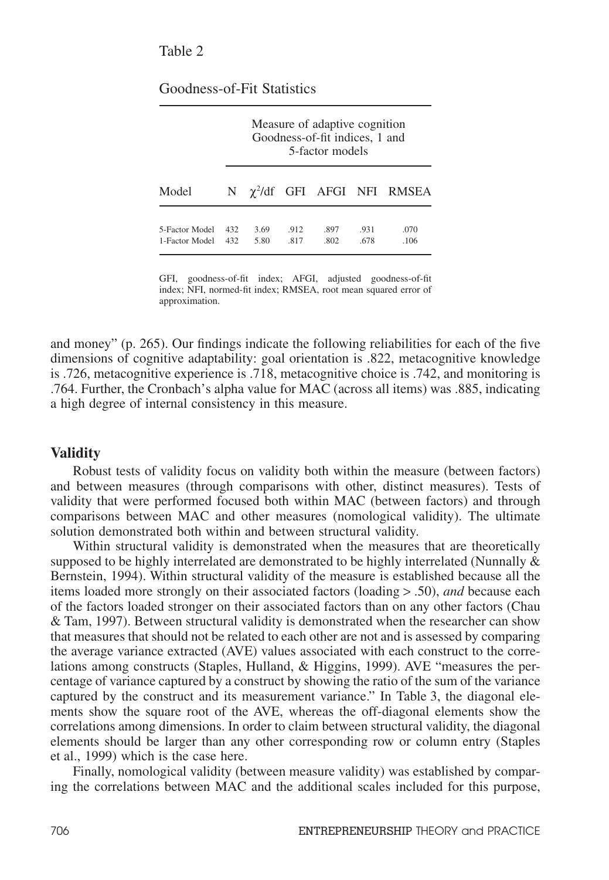Table 2

Goodness-of-Fit Statistics

| | Measure of adaptive cognition Goodness-of-fit indices, 1 and 5-factor models | | | | | |
|---|---|---|---|---|---|---|
| Model | N | $\chi^2$/df | GFI | AFGI | NFI | RMSEA |
| 5-Factor Model | 432 | 3.69 | .912 | .897 | .931 | .070 |
| 1-Factor Model | 432 | 5.80 | .817 | .802 | .678 | .106 |

GFI, goodness-of-fit index; AFGI, adjusted goodness-of-fit index; NFI, normed-fit index; RMSEA, root mean squared error of approximation.

and money" (p. 265). Our findings indicate the following reliabilities for each of the five dimensions of cognitive adaptability: goal orientation is .822, metacognitive knowledge is .726, metacognitive experience is .718, metacognitive choice is .742, and monitoring is .764. Further, the Cronbach's alpha value for MAC (across all items) was .885, indicating a high degree of internal consistency in this measure.

## Validity

Robust tests of validity focus on validity both within the measure (between factors) and between measures (through comparisons with other, distinct measures). Tests of validity that were performed focused both within MAC (between factors) and through comparisons between MAC and other measures (nomological validity). The ultimate solution demonstrated both within and between structural validity.

Within structural validity is demonstrated when the measures that are theoretically supposed to be highly interrelated are demonstrated to be highly interrelated (Nunnally & Bernstein, 1994). Within structural validity of the measure is established because all the items loaded more strongly on their associated factors (loading > .50), *and* because each of the factors loaded stronger on their associated factors than on any other factors (Chau & Tam, 1997). Between structural validity is demonstrated when the researcher can show that measures that should not be related to each other are not and is assessed by comparing the average variance extracted (AVE) values associated with each construct to the correlations among constructs (Staples, Hulland, & Higgins, 1999). AVE "measures the percentage of variance captured by a construct by showing the ratio of the sum of the variance captured by the construct and its measurement variance." In Table 3, the diagonal elements show the square root of the AVE, whereas the off-diagonal elements show the correlations among dimensions. In order to claim between structural validity, the diagonal elements should be larger than any other corresponding row or column entry (Staples et al., 1999) which is the case here.

Finally, nomological validity (between measure validity) was established by comparing the correlations between MAC and the additional scales included for this purpose,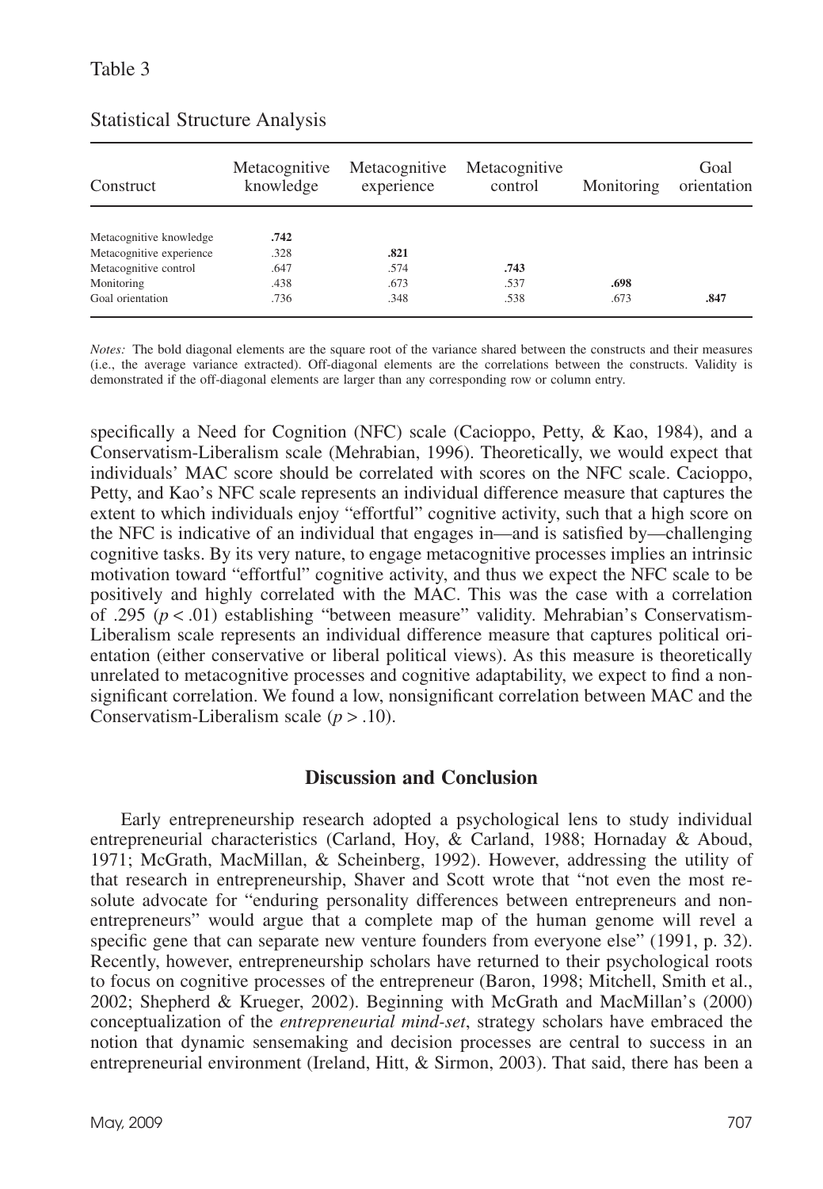Table 3

Statistical Structure Analysis

| Construct | Metacognitive knowledge | Metacognitive experience | Metacognitive control | Monitoring | Goal orientation |
|---|---|---|---|---|---|
| Metacognitive knowledge | **.742** | | | | |
| Metacognitive experience | .328 | **.821** | | | |
| Metacognitive control | .647 | .574 | **.743** | | |
| Monitoring | .438 | .673 | .537 | **.698** | |
| Goal orientation | .736 | .348 | .538 | .673 | **.847** |

*Notes:* The bold diagonal elements are the square root of the variance shared between the constructs and their measures (i.e., the average variance extracted). Off-diagonal elements are the correlations between the constructs. Validity is demonstrated if the off-diagonal elements are larger than any corresponding row or column entry.

specifically a Need for Cognition (NFC) scale (Cacioppo, Petty, & Kao, 1984), and a Conservatism-Liberalism scale (Mehrabian, 1996). Theoretically, we would expect that individuals' MAC score should be correlated with scores on the NFC scale. Cacioppo, Petty, and Kao's NFC scale represents an individual difference measure that captures the extent to which individuals enjoy "effortful" cognitive activity, such that a high score on the NFC is indicative of an individual that engages in—and is satisfied by—challenging cognitive tasks. By its very nature, to engage metacognitive processes implies an intrinsic motivation toward "effortful" cognitive activity, and thus we expect the NFC scale to be positively and highly correlated with the MAC. This was the case with a correlation of .295 ($p < .01$) establishing "between measure" validity. Mehrabian's Conservatism-Liberalism scale represents an individual difference measure that captures political orientation (either conservative or liberal political views). As this measure is theoretically unrelated to metacognitive processes and cognitive adaptability, we expect to find a nonsignificant correlation. We found a low, nonsignificant correlation between MAC and the Conservatism-Liberalism scale ($p > .10$).

## Discussion and Conclusion

Early entrepreneurship research adopted a psychological lens to study individual entrepreneurial characteristics (Carland, Hoy, & Carland, 1988; Hornaday & Aboud, 1971; McGrath, MacMillan, & Scheinberg, 1992). However, addressing the utility of that research in entrepreneurship, Shaver and Scott wrote that "not even the most resolute advocate for "enduring personality differences between entrepreneurs and nonentrepreneurs" would argue that a complete map of the human genome will revel a specific gene that can separate new venture founders from everyone else" (1991, p. 32). Recently, however, entrepreneurship scholars have returned to their psychological roots to focus on cognitive processes of the entrepreneur (Baron, 1998; Mitchell, Smith et al., 2002; Shepherd & Krueger, 2002). Beginning with McGrath and MacMillan's (2000) conceptualization of the *entrepreneurial mind-set*, strategy scholars have embraced the notion that dynamic sensemaking and decision processes are central to success in an entrepreneurial environment (Ireland, Hitt, & Sirmon, 2003). That said, there has been a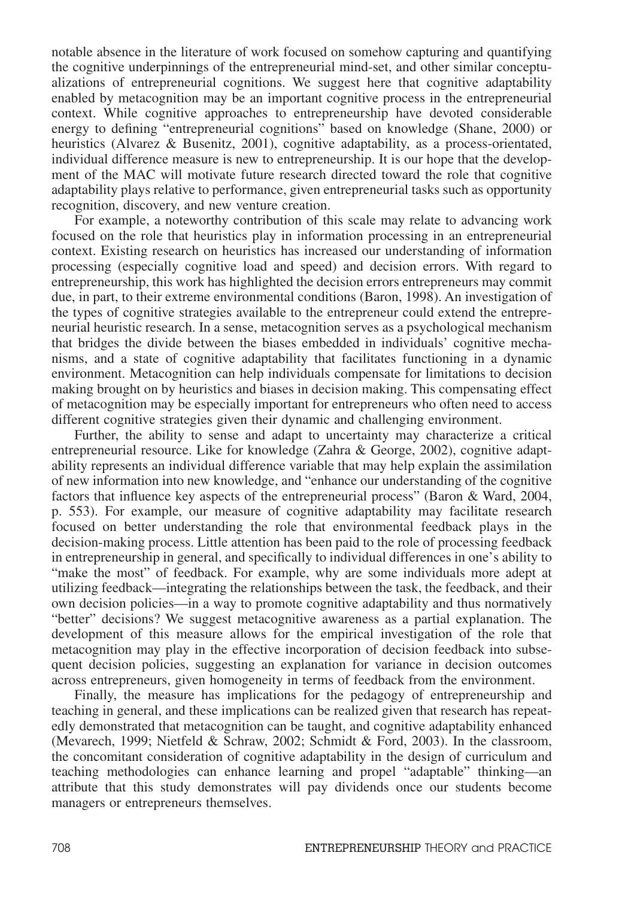notable absence in the literature of work focused on somehow capturing and quantifying the cognitive underpinnings of the entrepreneurial mind-set, and other similar conceptualizations of entrepreneurial cognitions. We suggest here that cognitive adaptability enabled by metacognition may be an important cognitive process in the entrepreneurial context. While cognitive approaches to entrepreneurship have devoted considerable energy to defining "entrepreneurial cognitions" based on knowledge (Shane, 2000) or heuristics (Alvarez & Busenitz, 2001), cognitive adaptability, as a process-orientated, individual difference measure is new to entrepreneurship. It is our hope that the development of the MAC will motivate future research directed toward the role that cognitive adaptability plays relative to performance, given entrepreneurial tasks such as opportunity recognition, discovery, and new venture creation.

For example, a noteworthy contribution of this scale may relate to advancing work focused on the role that heuristics play in information processing in an entrepreneurial context. Existing research on heuristics has increased our understanding of information processing (especially cognitive load and speed) and decision errors. With regard to entrepreneurship, this work has highlighted the decision errors entrepreneurs may commit due, in part, to their extreme environmental conditions (Baron, 1998). An investigation of the types of cognitive strategies available to the entrepreneur could extend the entrepreneurial heuristic research. In a sense, metacognition serves as a psychological mechanism that bridges the divide between the biases embedded in individuals' cognitive mechanisms, and a state of cognitive adaptability that facilitates functioning in a dynamic environment. Metacognition can help individuals compensate for limitations to decision making brought on by heuristics and biases in decision making. This compensating effect of metacognition may be especially important for entrepreneurs who often need to access different cognitive strategies given their dynamic and challenging environment.

Further, the ability to sense and adapt to uncertainty may characterize a critical entrepreneurial resource. Like for knowledge (Zahra & George, 2002), cognitive adaptability represents an individual difference variable that may help explain the assimilation of new information into new knowledge, and "enhance our understanding of the cognitive factors that influence key aspects of the entrepreneurial process" (Baron & Ward, 2004, p. 553). For example, our measure of cognitive adaptability may facilitate research focused on better understanding the role that environmental feedback plays in the decision-making process. Little attention has been paid to the role of processing feedback in entrepreneurship in general, and specifically to individual differences in one's ability to "make the most" of feedback. For example, why are some individuals more adept at utilizing feedback—integrating the relationships between the task, the feedback, and their own decision policies—in a way to promote cognitive adaptability and thus normatively "better" decisions? We suggest metacognitive awareness as a partial explanation. The development of this measure allows for the empirical investigation of the role that metacognition may play in the effective incorporation of decision feedback into subsequent decision policies, suggesting an explanation for variance in decision outcomes across entrepreneurs, given homogeneity in terms of feedback from the environment.

Finally, the measure has implications for the pedagogy of entrepreneurship and teaching in general, and these implications can be realized given that research has repeatedly demonstrated that metacognition can be taught, and cognitive adaptability enhanced (Mevarech, 1999; Nietfeld & Schraw, 2002; Schmidt & Ford, 2003). In the classroom, the concomitant consideration of cognitive adaptability in the design of curriculum and teaching methodologies can enhance learning and propel "adaptable" thinking—an attribute that this study demonstrates will pay dividends once our students become managers or entrepreneurs themselves.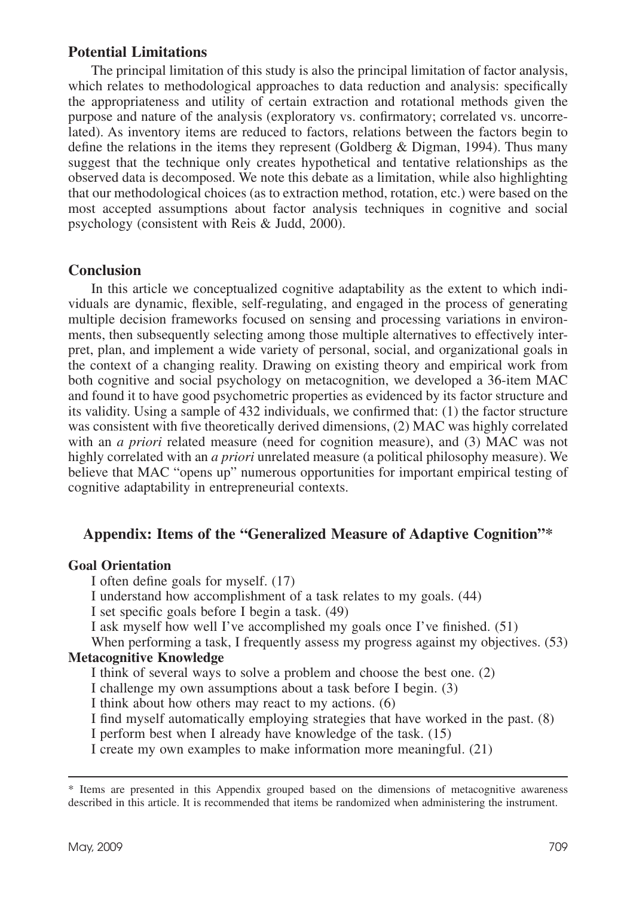## Potential Limitations

The principal limitation of this study is also the principal limitation of factor analysis, which relates to methodological approaches to data reduction and analysis: specifically the appropriateness and utility of certain extraction and rotational methods given the purpose and nature of the analysis (exploratory vs. confirmatory; correlated vs. uncorrelated). As inventory items are reduced to factors, relations between the factors begin to define the relations in the items they represent (Goldberg & Digman, 1994). Thus many suggest that the technique only creates hypothetical and tentative relationships as the observed data is decomposed. We note this debate as a limitation, while also highlighting that our methodological choices (as to extraction method, rotation, etc.) were based on the most accepted assumptions about factor analysis techniques in cognitive and social psychology (consistent with Reis & Judd, 2000).

## Conclusion

In this article we conceptualized cognitive adaptability as the extent to which individuals are dynamic, flexible, self-regulating, and engaged in the process of generating multiple decision frameworks focused on sensing and processing variations in environments, then subsequently selecting among those multiple alternatives to effectively interpret, plan, and implement a wide variety of personal, social, and organizational goals in the context of a changing reality. Drawing on existing theory and empirical work from both cognitive and social psychology on metacognition, we developed a 36-item MAC and found it to have good psychometric properties as evidenced by its factor structure and its validity. Using a sample of 432 individuals, we confirmed that: (1) the factor structure was consistent with five theoretically derived dimensions, (2) MAC was highly correlated with an *a priori* related measure (need for cognition measure), and (3) MAC was not highly correlated with an *a priori* unrelated measure (a political philosophy measure). We believe that MAC "opens up" numerous opportunities for important empirical testing of cognitive adaptability in entrepreneurial contexts.

## Appendix: Items of the "Generalized Measure of Adaptive Cognition"*

**Goal Orientation**

I often define goals for myself. (17)
I understand how accomplishment of a task relates to my goals. (44)
I set specific goals before I begin a task. (49)
I ask myself how well I've accomplished my goals once I've finished. (51)
When performing a task, I frequently assess my progress against my objectives. (53)

**Metacognitive Knowledge**

I think of several ways to solve a problem and choose the best one. (2)
I challenge my own assumptions about a task before I begin. (3)
I think about how others may react to my actions. (6)
I find myself automatically employing strategies that have worked in the past. (8)
I perform best when I already have knowledge of the task. (15)
I create my own examples to make information more meaningful. (21)

\* Items are presented in this Appendix grouped based on the dimensions of metacognitive awareness described in this article. It is recommended that items be randomized when administering the instrument.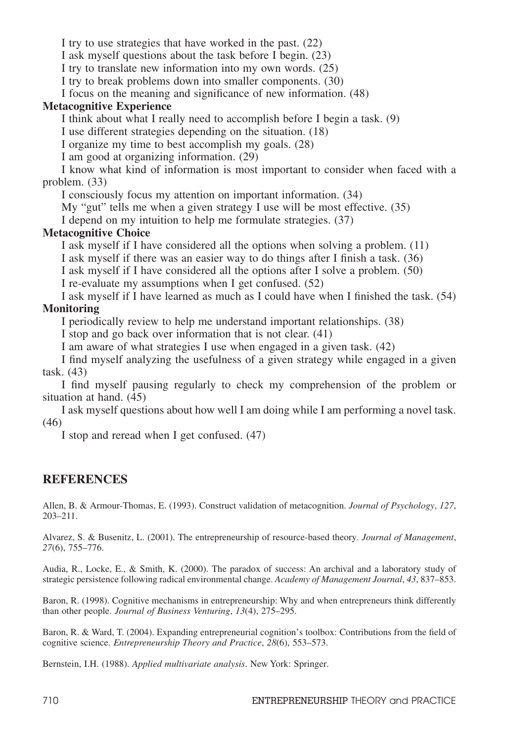I try to use strategies that have worked in the past. (22)

I ask myself questions about the task before I begin. (23)

I try to translate new information into my own words. (25)

I try to break problems down into smaller components. (30)

I focus on the meaning and significance of new information. (48)

**Metacognitive Experience**

I think about what I really need to accomplish before I begin a task. (9)

I use different strategies depending on the situation. (18)

I organize my time to best accomplish my goals. (28)

I am good at organizing information. (29)

I know what kind of information is most important to consider when faced with a problem. (33)

I consciously focus my attention on important information. (34)

My "gut" tells me when a given strategy I use will be most effective. (35)

I depend on my intuition to help me formulate strategies. (37)

**Metacognitive Choice**

I ask myself if I have considered all the options when solving a problem. (11)

I ask myself if there was an easier way to do things after I finish a task. (36)

I ask myself if I have considered all the options after I solve a problem. (50)

I re-evaluate my assumptions when I get confused. (52)

I ask myself if I have learned as much as I could have when I finished the task. (54)

**Monitoring**

I periodically review to help me understand important relationships. (38)

I stop and go back over information that is not clear. (41)

I am aware of what strategies I use when engaged in a given task. (42)

I find myself analyzing the usefulness of a given strategy while engaged in a given task. (43)

I find myself pausing regularly to check my comprehension of the problem or situation at hand. (45)

I ask myself questions about how well I am doing while I am performing a novel task. (46)

I stop and reread when I get confused. (47)

## REFERENCES

Allen, B. & Armour-Thomas, E. (1993). Construct validation of metacognition. *Journal of Psychology*, *127*, 203–211.

Alvarez, S. & Busenitz, L. (2001). The entrepreneurship of resource-based theory. *Journal of Management*, *27*(6), 755–776.

Audia, R., Locke, E., & Smith, K. (2000). The paradox of success: An archival and a laboratory study of strategic persistence following radical environmental change. *Academy of Management Journal*, *43*, 837–853.

Baron, R. (1998). Cognitive mechanisms in entrepreneurship: Why and when entrepreneurs think differently than other people. *Journal of Business Venturing*, *13*(4), 275–295.

Baron, R. & Ward, T. (2004). Expanding entrepreneurial cognition's toolbox: Contributions from the field of cognitive science. *Entrepreneurship Theory and Practice*, *28*(6), 553–573.

Bernstein, I.H. (1988). *Applied multivariate analysis*. New York: Springer.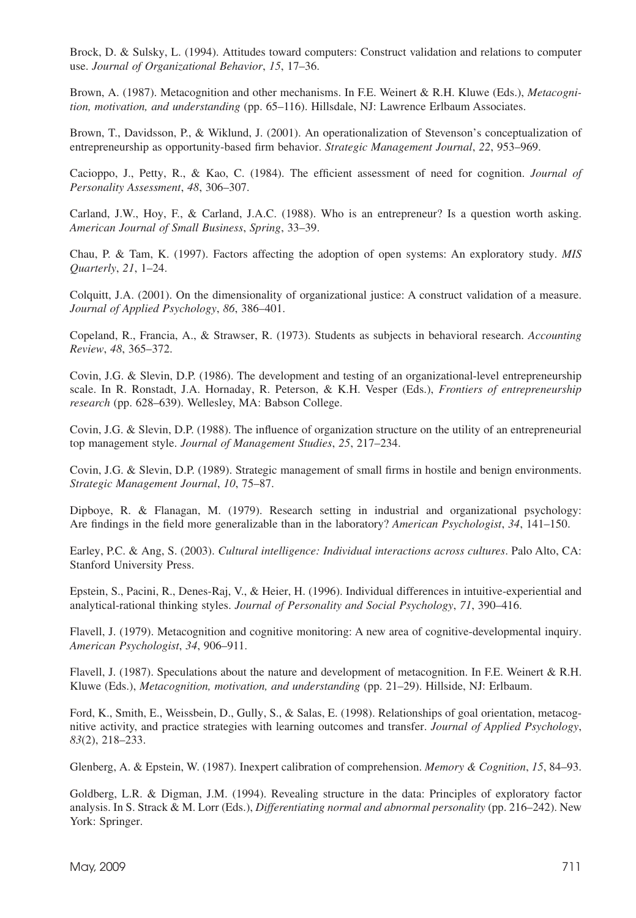Brock, D. & Sulsky, L. (1994). Attitudes toward computers: Construct validation and relations to computer use. *Journal of Organizational Behavior*, *15*, 17–36.

Brown, A. (1987). Metacognition and other mechanisms. In F.E. Weinert & R.H. Kluwe (Eds.), *Metacognition, motivation, and understanding* (pp. 65–116). Hillsdale, NJ: Lawrence Erlbaum Associates.

Brown, T., Davidsson, P., & Wiklund, J. (2001). An operationalization of Stevenson's conceptualization of entrepreneurship as opportunity-based firm behavior. *Strategic Management Journal*, *22*, 953–969.

Cacioppo, J., Petty, R., & Kao, C. (1984). The efficient assessment of need for cognition. *Journal of Personality Assessment*, *48*, 306–307.

Carland, J.W., Hoy, F., & Carland, J.A.C. (1988). Who is an entrepreneur? Is a question worth asking. *American Journal of Small Business*, *Spring*, 33–39.

Chau, P. & Tam, K. (1997). Factors affecting the adoption of open systems: An exploratory study. *MIS Quarterly*, *21*, 1–24.

Colquitt, J.A. (2001). On the dimensionality of organizational justice: A construct validation of a measure. *Journal of Applied Psychology*, *86*, 386–401.

Copeland, R., Francia, A., & Strawser, R. (1973). Students as subjects in behavioral research. *Accounting Review*, *48*, 365–372.

Covin, J.G. & Slevin, D.P. (1986). The development and testing of an organizational-level entrepreneurship scale. In R. Ronstadt, J.A. Hornaday, R. Peterson, & K.H. Vesper (Eds.), *Frontiers of entrepreneurship research* (pp. 628–639). Wellesley, MA: Babson College.

Covin, J.G. & Slevin, D.P. (1988). The influence of organization structure on the utility of an entrepreneurial top management style. *Journal of Management Studies*, *25*, 217–234.

Covin, J.G. & Slevin, D.P. (1989). Strategic management of small firms in hostile and benign environments. *Strategic Management Journal*, *10*, 75–87.

Dipboye, R. & Flanagan, M. (1979). Research setting in industrial and organizational psychology: Are findings in the field more generalizable than in the laboratory? *American Psychologist*, *34*, 141–150.

Earley, P.C. & Ang, S. (2003). *Cultural intelligence: Individual interactions across cultures*. Palo Alto, CA: Stanford University Press.

Epstein, S., Pacini, R., Denes-Raj, V., & Heier, H. (1996). Individual differences in intuitive-experiential and analytical-rational thinking styles. *Journal of Personality and Social Psychology*, *71*, 390–416.

Flavell, J. (1979). Metacognition and cognitive monitoring: A new area of cognitive-developmental inquiry. *American Psychologist*, *34*, 906–911.

Flavell, J. (1987). Speculations about the nature and development of metacognition. In F.E. Weinert & R.H. Kluwe (Eds.), *Metacognition, motivation, and understanding* (pp. 21–29). Hillside, NJ: Erlbaum.

Ford, K., Smith, E., Weissbein, D., Gully, S., & Salas, E. (1998). Relationships of goal orientation, metacognitive activity, and practice strategies with learning outcomes and transfer. *Journal of Applied Psychology*, *83*(2), 218–233.

Glenberg, A. & Epstein, W. (1987). Inexpert calibration of comprehension. *Memory & Cognition*, *15*, 84–93.

Goldberg, L.R. & Digman, J.M. (1994). Revealing structure in the data: Principles of exploratory factor analysis. In S. Strack & M. Lorr (Eds.), *Differentiating normal and abnormal personality* (pp. 216–242). New York: Springer.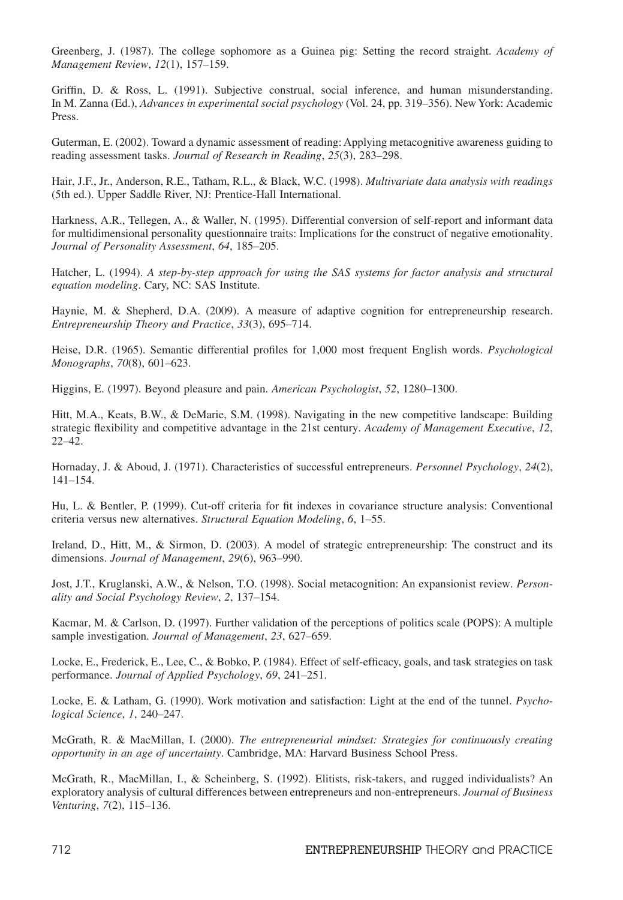Greenberg, J. (1987). The college sophomore as a Guinea pig: Setting the record straight. *Academy of Management Review*, *12*(1), 157–159.

Griffin, D. & Ross, L. (1991). Subjective construal, social inference, and human misunderstanding. In M. Zanna (Ed.), *Advances in experimental social psychology* (Vol. 24, pp. 319–356). New York: Academic Press.

Guterman, E. (2002). Toward a dynamic assessment of reading: Applying metacognitive awareness guiding to reading assessment tasks. *Journal of Research in Reading*, *25*(3), 283–298.

Hair, J.F., Jr., Anderson, R.E., Tatham, R.L., & Black, W.C. (1998). *Multivariate data analysis with readings* (5th ed.). Upper Saddle River, NJ: Prentice-Hall International.

Harkness, A.R., Tellegen, A., & Waller, N. (1995). Differential conversion of self-report and informant data for multidimensional personality questionnaire traits: Implications for the construct of negative emotionality. *Journal of Personality Assessment*, *64*, 185–205.

Hatcher, L. (1994). *A step-by-step approach for using the SAS systems for factor analysis and structural equation modeling*. Cary, NC: SAS Institute.

Haynie, M. & Shepherd, D.A. (2009). A measure of adaptive cognition for entrepreneurship research. *Entrepreneurship Theory and Practice*, *33*(3), 695–714.

Heise, D.R. (1965). Semantic differential profiles for 1,000 most frequent English words. *Psychological Monographs*, *70*(8), 601–623.

Higgins, E. (1997). Beyond pleasure and pain. *American Psychologist*, *52*, 1280–1300.

Hitt, M.A., Keats, B.W., & DeMarie, S.M. (1998). Navigating in the new competitive landscape: Building strategic flexibility and competitive advantage in the 21st century. *Academy of Management Executive*, *12*, 22–42.

Hornaday, J. & Aboud, J. (1971). Characteristics of successful entrepreneurs. *Personnel Psychology*, *24*(2), 141–154.

Hu, L. & Bentler, P. (1999). Cut-off criteria for fit indexes in covariance structure analysis: Conventional criteria versus new alternatives. *Structural Equation Modeling*, *6*, 1–55.

Ireland, D., Hitt, M., & Sirmon, D. (2003). A model of strategic entrepreneurship: The construct and its dimensions. *Journal of Management*, *29*(6), 963–990.

Jost, J.T., Kruglanski, A.W., & Nelson, T.O. (1998). Social metacognition: An expansionist review. *Personality and Social Psychology Review*, *2*, 137–154.

Kacmar, M. & Carlson, D. (1997). Further validation of the perceptions of politics scale (POPS): A multiple sample investigation. *Journal of Management*, *23*, 627–659.

Locke, E., Frederick, E., Lee, C., & Bobko, P. (1984). Effect of self-efficacy, goals, and task strategies on task performance. *Journal of Applied Psychology*, *69*, 241–251.

Locke, E. & Latham, G. (1990). Work motivation and satisfaction: Light at the end of the tunnel. *Psychological Science*, *1*, 240–247.

McGrath, R. & MacMillan, I. (2000). *The entrepreneurial mindset: Strategies for continuously creating opportunity in an age of uncertainty*. Cambridge, MA: Harvard Business School Press.

McGrath, R., MacMillan, I., & Scheinberg, S. (1992). Elitists, risk-takers, and rugged individualists? An exploratory analysis of cultural differences between entrepreneurs and non-entrepreneurs. *Journal of Business Venturing*, *7*(2), 115–136.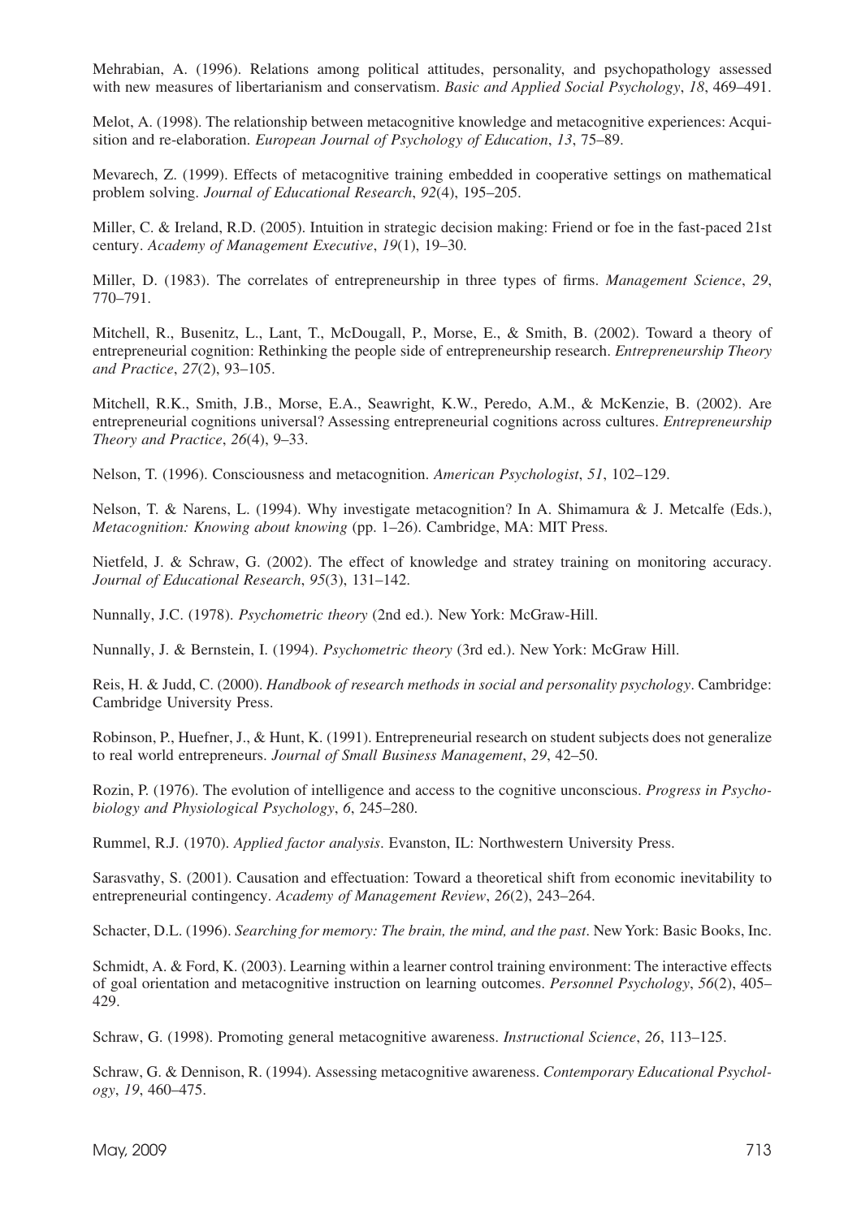Mehrabian, A. (1996). Relations among political attitudes, personality, and psychopathology assessed with new measures of libertarianism and conservatism. *Basic and Applied Social Psychology*, *18*, 469–491.

Melot, A. (1998). The relationship between metacognitive knowledge and metacognitive experiences: Acquisition and re-elaboration. *European Journal of Psychology of Education*, *13*, 75–89.

Mevarech, Z. (1999). Effects of metacognitive training embedded in cooperative settings on mathematical problem solving. *Journal of Educational Research*, *92*(4), 195–205.

Miller, C. & Ireland, R.D. (2005). Intuition in strategic decision making: Friend or foe in the fast-paced 21st century. *Academy of Management Executive*, *19*(1), 19–30.

Miller, D. (1983). The correlates of entrepreneurship in three types of firms. *Management Science*, *29*, 770–791.

Mitchell, R., Busenitz, L., Lant, T., McDougall, P., Morse, E., & Smith, B. (2002). Toward a theory of entrepreneurial cognition: Rethinking the people side of entrepreneurship research. *Entrepreneurship Theory and Practice*, *27*(2), 93–105.

Mitchell, R.K., Smith, J.B., Morse, E.A., Seawright, K.W., Peredo, A.M., & McKenzie, B. (2002). Are entrepreneurial cognitions universal? Assessing entrepreneurial cognitions across cultures. *Entrepreneurship Theory and Practice*, *26*(4), 9–33.

Nelson, T. (1996). Consciousness and metacognition. *American Psychologist*, *51*, 102–129.

Nelson, T. & Narens, L. (1994). Why investigate metacognition? In A. Shimamura & J. Metcalfe (Eds.), *Metacognition: Knowing about knowing* (pp. 1–26). Cambridge, MA: MIT Press.

Nietfeld, J. & Schraw, G. (2002). The effect of knowledge and stratey training on monitoring accuracy. *Journal of Educational Research*, *95*(3), 131–142.

Nunnally, J.C. (1978). *Psychometric theory* (2nd ed.). New York: McGraw-Hill.

Nunnally, J. & Bernstein, I. (1994). *Psychometric theory* (3rd ed.). New York: McGraw Hill.

Reis, H. & Judd, C. (2000). *Handbook of research methods in social and personality psychology*. Cambridge: Cambridge University Press.

Robinson, P., Huefner, J., & Hunt, K. (1991). Entrepreneurial research on student subjects does not generalize to real world entrepreneurs. *Journal of Small Business Management*, *29*, 42–50.

Rozin, P. (1976). The evolution of intelligence and access to the cognitive unconscious. *Progress in Psychobiology and Physiological Psychology*, *6*, 245–280.

Rummel, R.J. (1970). *Applied factor analysis*. Evanston, IL: Northwestern University Press.

Sarasvathy, S. (2001). Causation and effectuation: Toward a theoretical shift from economic inevitability to entrepreneurial contingency. *Academy of Management Review*, *26*(2), 243–264.

Schacter, D.L. (1996). *Searching for memory: The brain, the mind, and the past*. New York: Basic Books, Inc.

Schmidt, A. & Ford, K. (2003). Learning within a learner control training environment: The interactive effects of goal orientation and metacognitive instruction on learning outcomes. *Personnel Psychology*, *56*(2), 405–429.

Schraw, G. (1998). Promoting general metacognitive awareness. *Instructional Science*, *26*, 113–125.

Schraw, G. & Dennison, R. (1994). Assessing metacognitive awareness. *Contemporary Educational Psychology*, *19*, 460–475.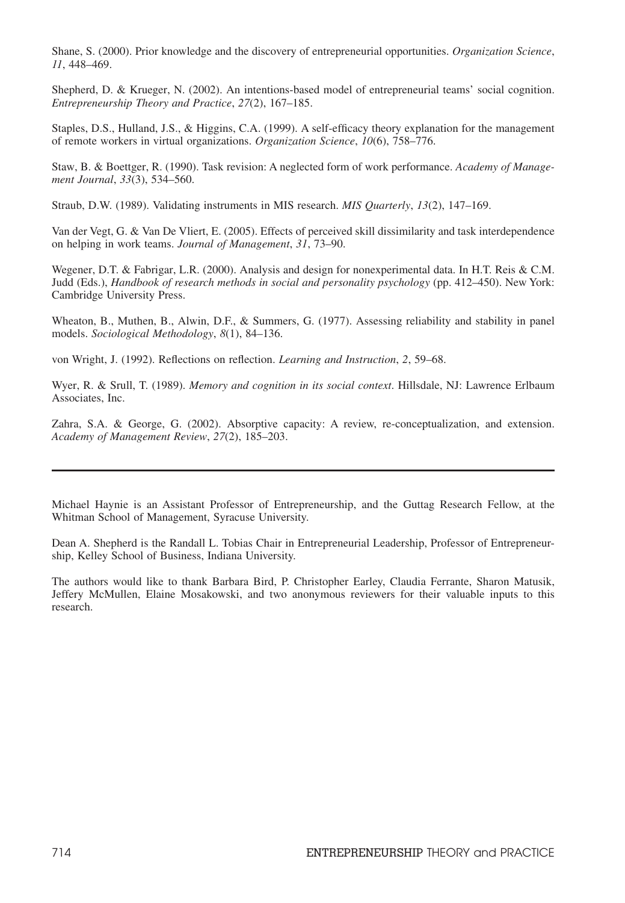Shane, S. (2000). Prior knowledge and the discovery of entrepreneurial opportunities. *Organization Science*, *11*, 448–469.

Shepherd, D. & Krueger, N. (2002). An intentions-based model of entrepreneurial teams' social cognition. *Entrepreneurship Theory and Practice*, *27*(2), 167–185.

Staples, D.S., Hulland, J.S., & Higgins, C.A. (1999). A self-efficacy theory explanation for the management of remote workers in virtual organizations. *Organization Science*, *10*(6), 758–776.

Staw, B. & Boettger, R. (1990). Task revision: A neglected form of work performance. *Academy of Management Journal*, *33*(3), 534–560.

Straub, D.W. (1989). Validating instruments in MIS research. *MIS Quarterly*, *13*(2), 147–169.

Van der Vegt, G. & Van De Vliert, E. (2005). Effects of perceived skill dissimilarity and task interdependence on helping in work teams. *Journal of Management*, *31*, 73–90.

Wegener, D.T. & Fabrigar, L.R. (2000). Analysis and design for nonexperimental data. In H.T. Reis & C.M. Judd (Eds.), *Handbook of research methods in social and personality psychology* (pp. 412–450). New York: Cambridge University Press.

Wheaton, B., Muthen, B., Alwin, D.F., & Summers, G. (1977). Assessing reliability and stability in panel models. *Sociological Methodology*, *8*(1), 84–136.

von Wright, J. (1992). Reflections on reflection. *Learning and Instruction*, *2*, 59–68.

Wyer, R. & Srull, T. (1989). *Memory and cognition in its social context*. Hillsdale, NJ: Lawrence Erlbaum Associates, Inc.

Zahra, S.A. & George, G. (2002). Absorptive capacity: A review, re-conceptualization, and extension. *Academy of Management Review*, *27*(2), 185–203.

---

Michael Haynie is an Assistant Professor of Entrepreneurship, and the Guttag Research Fellow, at the Whitman School of Management, Syracuse University.

Dean A. Shepherd is the Randall L. Tobias Chair in Entrepreneurial Leadership, Professor of Entrepreneurship, Kelley School of Business, Indiana University.

The authors would like to thank Barbara Bird, P. Christopher Earley, Claudia Ferrante, Sharon Matusik, Jeffery McMullen, Elaine Mosakowski, and two anonymous reviewers for their valuable inputs to this research.